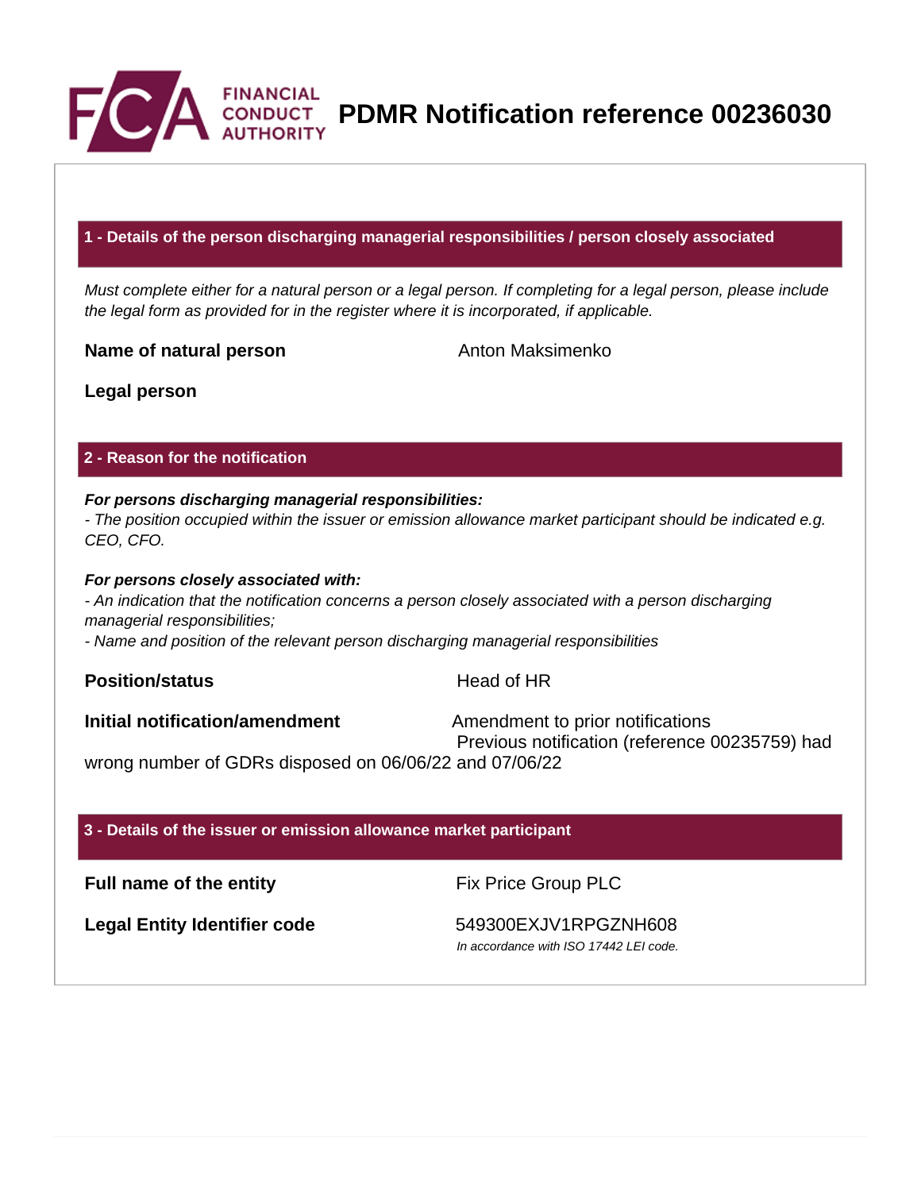# PDMR Notification reference 00236030

## 1 - Details of the person discharging managerial responsibilities / person closely associated

*Must complete either for a natural person or a legal person. If completing for a legal person, please include the legal form as provided for in the register where it is incorporated, if applicable.*

**Name of natural person** Anton Maksimenko

**Legal person**

## 2 - Reason for the notification

***For persons discharging managerial responsibilities:***
*- The position occupied within the issuer or emission allowance market participant should be indicated e.g. CEO, CFO.*

***For persons closely associated with:***
*- An indication that the notification concerns a person closely associated with a person discharging managerial responsibilities;*
*- Name and position of the relevant person discharging managerial responsibilities*

**Position/status** Head of HR

**Initial notification/amendment** Amendment to prior notifications
Previous notification (reference 00235759) had wrong number of GDRs disposed on 06/06/22 and 07/06/22

## 3 - Details of the issuer or emission allowance market participant

**Full name of the entity** Fix Price Group PLC

**Legal Entity Identifier code** 549300EXJV1RPGZNH608
*In accordance with ISO 17442 LEI code.*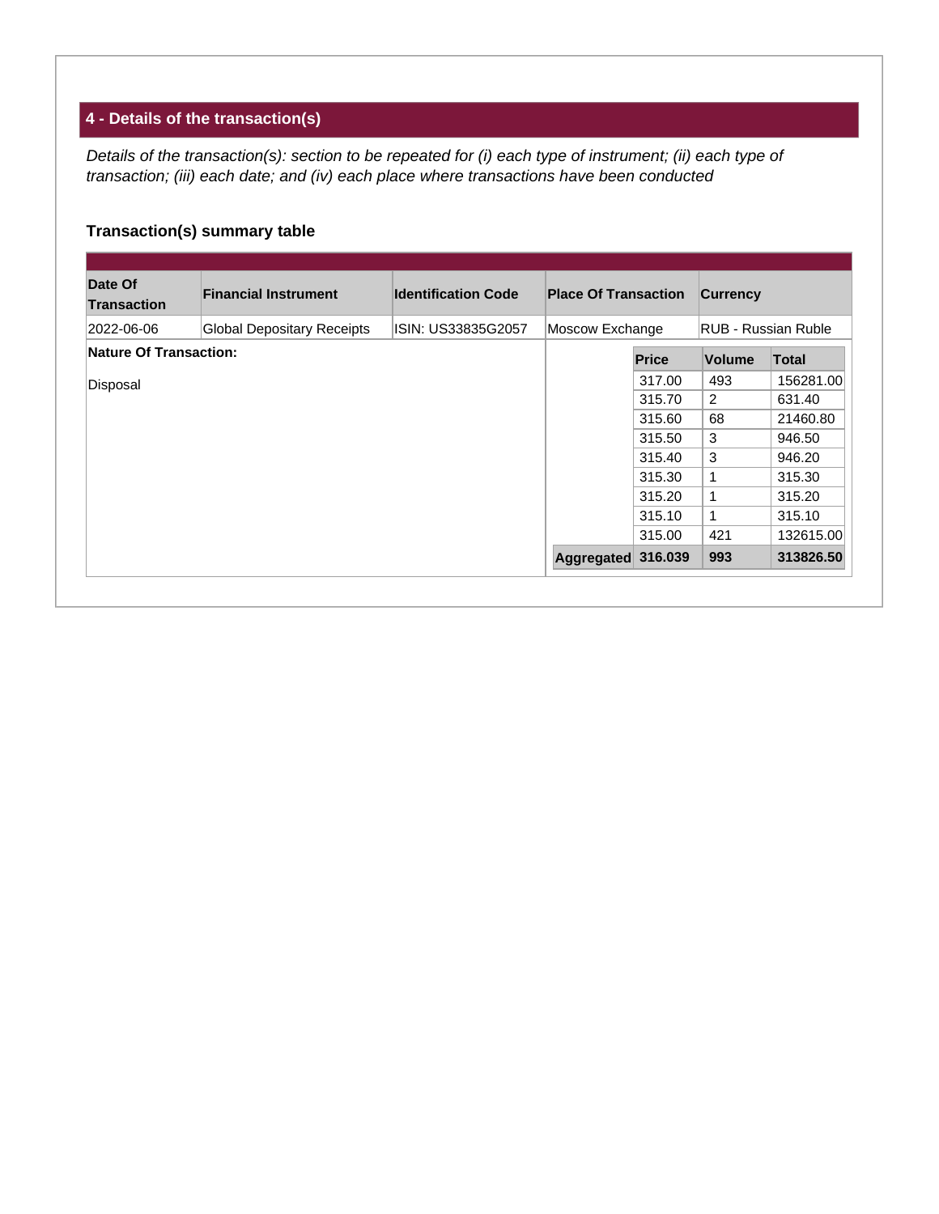## 4 - Details of the transaction(s)

*Details of the transaction(s): section to be repeated for (i) each type of instrument; (ii) each type of transaction; (iii) each date; and (iv) each place where transactions have been conducted*

### Transaction(s) summary table

| Date Of Transaction | Financial Instrument | Identification Code | Place Of Transaction | Currency |
|---|---|---|---|---|
| 2022-06-06 | Global Depositary Receipts | ISIN: US33835G2057 | Moscow Exchange | RUB - Russian Ruble |

**Nature Of Transaction:**

Disposal

| | Price | Volume | Total |
|---|---|---|---|
| | 317.00 | 493 | 156281.00 |
| | 315.70 | 2 | 631.40 |
| | 315.60 | 68 | 21460.80 |
| | 315.50 | 3 | 946.50 |
| | 315.40 | 3 | 946.20 |
| | 315.30 | 1 | 315.30 |
| | 315.20 | 1 | 315.20 |
| | 315.10 | 1 | 315.10 |
| | 315.00 | 421 | 132615.00 |
| **Aggregated** | **316.039** | **993** | **313826.50** |